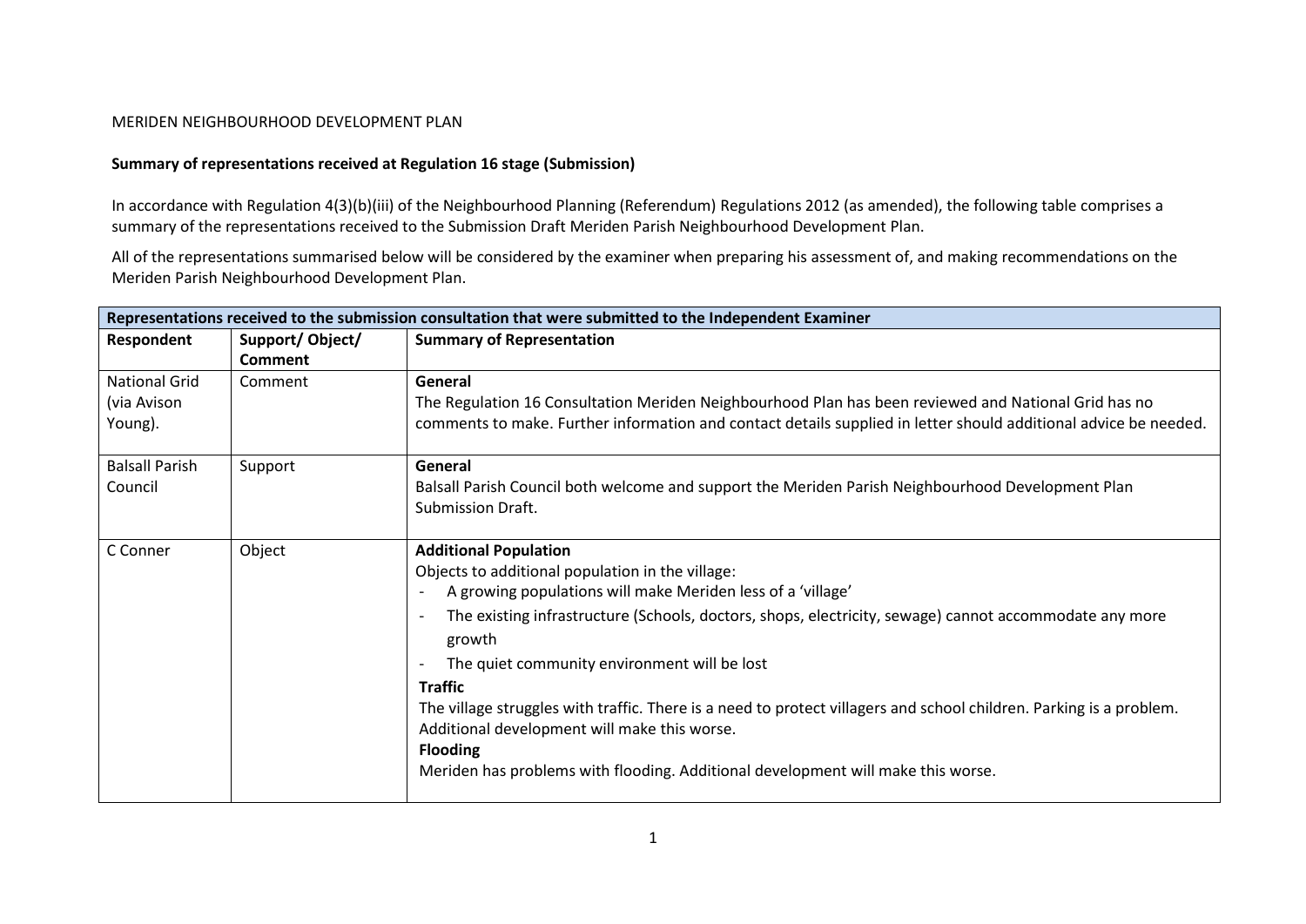MERIDEN NEIGHBOURHOOD DEVELOPMENT PLAN

**Summary of representations received at Regulation 16 stage (Submission)**

In accordance with Regulation 4(3)(b)(iii) of the Neighbourhood Planning (Referendum) Regulations 2012 (as amended), the following table comprises a summary of the representations received to the Submission Draft Meriden Parish Neighbourhood Development Plan.

All of the representations summarised below will be considered by the examiner when preparing his assessment of, and making recommendations on the Meriden Parish Neighbourhood Development Plan.

| **Representations received to the submission consultation that were submitted to the Independent Examiner** | | |
|---|---|---|
| **Respondent** | **Support/ Object/ Comment** | **Summary of Representation** |
| National Grid (via Avison Young). | Comment | **General**<br>The Regulation 16 Consultation Meriden Neighbourhood Plan has been reviewed and National Grid has no comments to make. Further information and contact details supplied in letter should additional advice be needed. |
| Balsall Parish Council | Support | **General**<br>Balsall Parish Council both welcome and support the Meriden Parish Neighbourhood Development Plan Submission Draft. |
| C Conner | Object | **Additional Population**<br>Objects to additional population in the village:<br>- A growing populations will make Meriden less of a 'village'<br>- The existing infrastructure (Schools, doctors, shops, electricity, sewage) cannot accommodate any more growth<br>- The quiet community environment will be lost<br>**Traffic**<br>The village struggles with traffic. There is a need to protect villagers and school children. Parking is a problem. Additional development will make this worse.<br>**Flooding**<br>Meriden has problems with flooding. Additional development will make this worse. |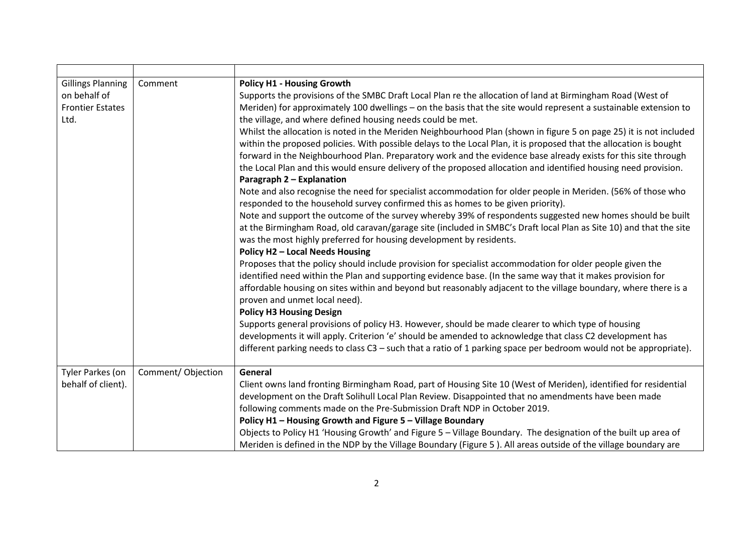| | | |
|---|---|---|
| Gillings Planning on behalf of Frontier Estates Ltd. | Comment | **Policy H1 - Housing Growth**<br>Supports the provisions of the SMBC Draft Local Plan re the allocation of land at Birmingham Road (West of Meriden) for approximately 100 dwellings – on the basis that the site would represent a sustainable extension to the village, and where defined housing needs could be met.<br>Whilst the allocation is noted in the Meriden Neighbourhood Plan (shown in figure 5 on page 25) it is not included within the proposed policies. With possible delays to the Local Plan, it is proposed that the allocation is bought forward in the Neighbourhood Plan. Preparatory work and the evidence base already exists for this site through the Local Plan and this would ensure delivery of the proposed allocation and identified housing need provision.<br>**Paragraph 2 – Explanation**<br>Note and also recognise the need for specialist accommodation for older people in Meriden. (56% of those who responded to the household survey confirmed this as homes to be given priority).<br>Note and support the outcome of the survey whereby 39% of respondents suggested new homes should be built at the Birmingham Road, old caravan/garage site (included in SMBC's Draft local Plan as Site 10) and that the site was the most highly preferred for housing development by residents.<br>**Policy H2 – Local Needs Housing**<br>Proposes that the policy should include provision for specialist accommodation for older people given the identified need within the Plan and supporting evidence base. (In the same way that it makes provision for affordable housing on sites within and beyond but reasonably adjacent to the village boundary, where there is a proven and unmet local need).<br>**Policy H3 Housing Design**<br>Supports general provisions of policy H3. However, should be made clearer to which type of housing developments it will apply. Criterion 'e' should be amended to acknowledge that class C2 development has different parking needs to class C3 – such that a ratio of 1 parking space per bedroom would not be appropriate). |
| Tyler Parkes (on behalf of client). | Comment/ Objection | **General**<br>Client owns land fronting Birmingham Road, part of Housing Site 10 (West of Meriden), identified for residential development on the Draft Solihull Local Plan Review. Disappointed that no amendments have been made following comments made on the Pre-Submission Draft NDP in October 2019.<br>**Policy H1 – Housing Growth and Figure 5 – Village Boundary**<br>Objects to Policy H1 'Housing Growth' and Figure 5 – Village Boundary. The designation of the built up area of Meriden is defined in the NDP by the Village Boundary (Figure 5 ). All areas outside of the village boundary are |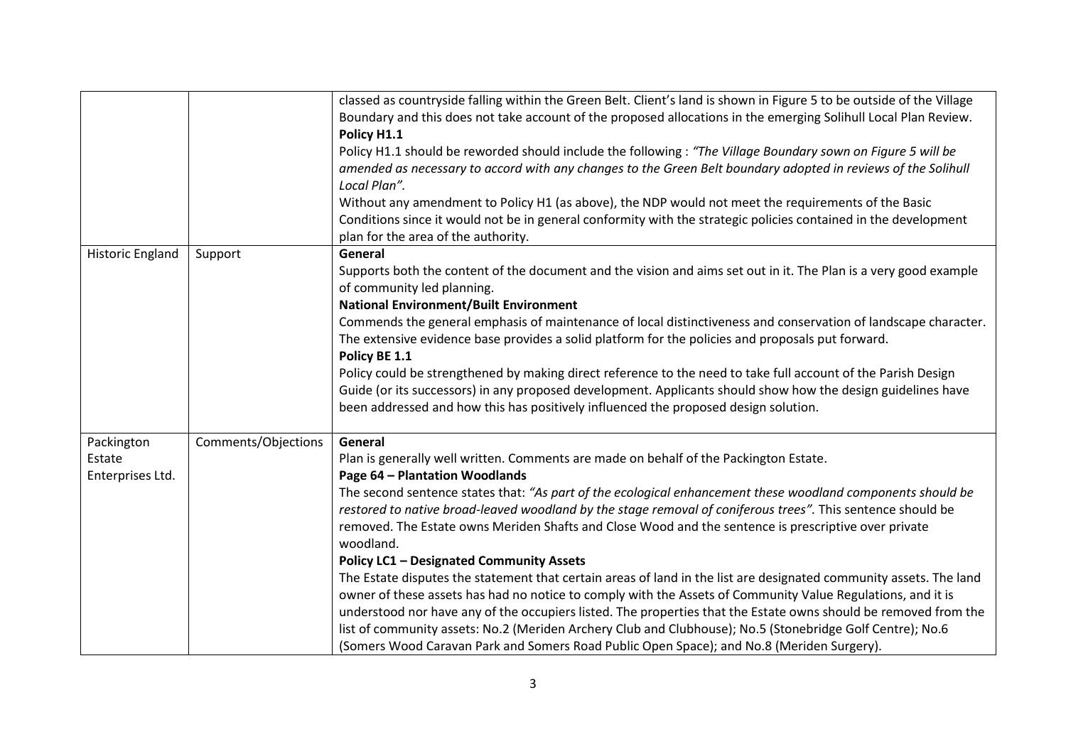| | | |
|---|---|---|
| | | classed as countryside falling within the Green Belt. Client's land is shown in Figure 5 to be outside of the Village Boundary and this does not take account of the proposed allocations in the emerging Solihull Local Plan Review.<br>**Policy H1.1**<br>Policy H1.1 should be reworded should include the following : *"The Village Boundary sown on Figure 5 will be amended as necessary to accord with any changes to the Green Belt boundary adopted in reviews of the Solihull Local Plan".*<br>Without any amendment to Policy H1 (as above), the NDP would not meet the requirements of the Basic Conditions since it would not be in general conformity with the strategic policies contained in the development plan for the area of the authority. |
| Historic England | Support | **General**<br>Supports both the content of the document and the vision and aims set out in it. The Plan is a very good example of community led planning.<br>**National Environment/Built Environment**<br>Commends the general emphasis of maintenance of local distinctiveness and conservation of landscape character. The extensive evidence base provides a solid platform for the policies and proposals put forward.<br>**Policy BE 1.1**<br>Policy could be strengthened by making direct reference to the need to take full account of the Parish Design Guide (or its successors) in any proposed development. Applicants should show how the design guidelines have been addressed and how this has positively influenced the proposed design solution. |
| Packington Estate Enterprises Ltd. | Comments/Objections | **General**<br>Plan is generally well written. Comments are made on behalf of the Packington Estate.<br>**Page 64 – Plantation Woodlands**<br>The second sentence states that: *"As part of the ecological enhancement these woodland components should be restored to native broad-leaved woodland by the stage removal of coniferous trees".* This sentence should be removed. The Estate owns Meriden Shafts and Close Wood and the sentence is prescriptive over private woodland.<br>**Policy LC1 – Designated Community Assets**<br>The Estate disputes the statement that certain areas of land in the list are designated community assets. The land owner of these assets has had no notice to comply with the Assets of Community Value Regulations, and it is understood nor have any of the occupiers listed. The properties that the Estate owns should be removed from the list of community assets: No.2 (Meriden Archery Club and Clubhouse); No.5 (Stonebridge Golf Centre); No.6 (Somers Wood Caravan Park and Somers Road Public Open Space); and No.8 (Meriden Surgery). |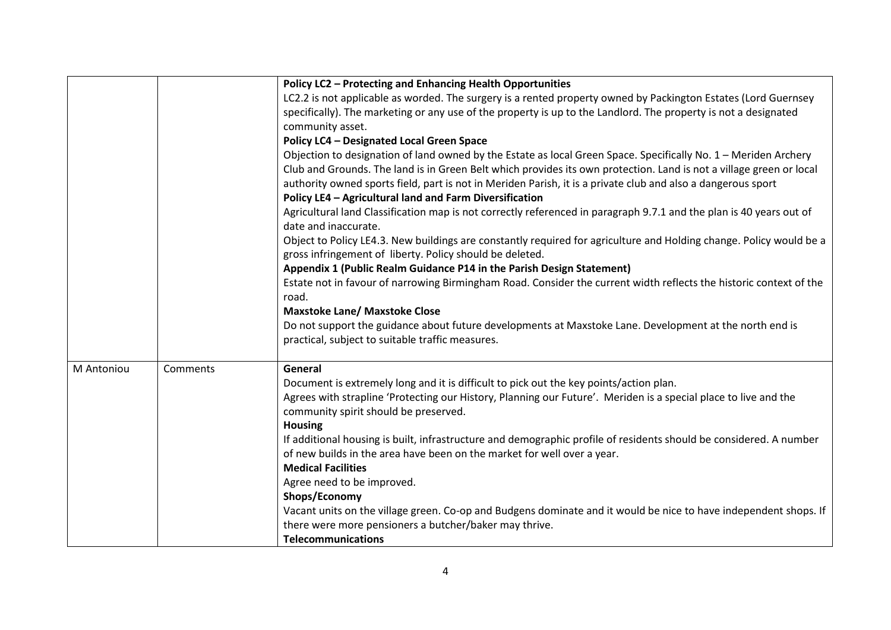|  |  |  |
| --- | --- | --- |
|  |  | **Policy LC2 – Protecting and Enhancing Health Opportunities**<br>LC2.2 is not applicable as worded. The surgery is a rented property owned by Packington Estates (Lord Guernsey specifically). The marketing or any use of the property is up to the Landlord. The property is not a designated community asset.<br>**Policy LC4 – Designated Local Green Space**<br>Objection to designation of land owned by the Estate as local Green Space. Specifically No. 1 – Meriden Archery Club and Grounds. The land is in Green Belt which provides its own protection. Land is not a village green or local authority owned sports field, part is not in Meriden Parish, it is a private club and also a dangerous sport<br>**Policy LE4 – Agricultural land and Farm Diversification**<br>Agricultural land Classification map is not correctly referenced in paragraph 9.7.1 and the plan is 40 years out of date and inaccurate.<br>Object to Policy LE4.3. New buildings are constantly required for agriculture and Holding change. Policy would be a gross infringement of liberty. Policy should be deleted.<br>**Appendix 1 (Public Realm Guidance P14 in the Parish Design Statement)**<br>Estate not in favour of narrowing Birmingham Road. Consider the current width reflects the historic context of the road.<br>**Maxstoke Lane/ Maxstoke Close**<br>Do not support the guidance about future developments at Maxstoke Lane. Development at the north end is practical, subject to suitable traffic measures. |
| M Antoniou | Comments | **General**<br>Document is extremely long and it is difficult to pick out the key points/action plan.<br>Agrees with strapline 'Protecting our History, Planning our Future'. Meriden is a special place to live and the community spirit should be preserved.<br>**Housing**<br>If additional housing is built, infrastructure and demographic profile of residents should be considered. A number of new builds in the area have been on the market for well over a year.<br>**Medical Facilities**<br>Agree need to be improved.<br>**Shops/Economy**<br>Vacant units on the village green. Co-op and Budgens dominate and it would be nice to have independent shops. If there were more pensioners a butcher/baker may thrive.<br>**Telecommunications** |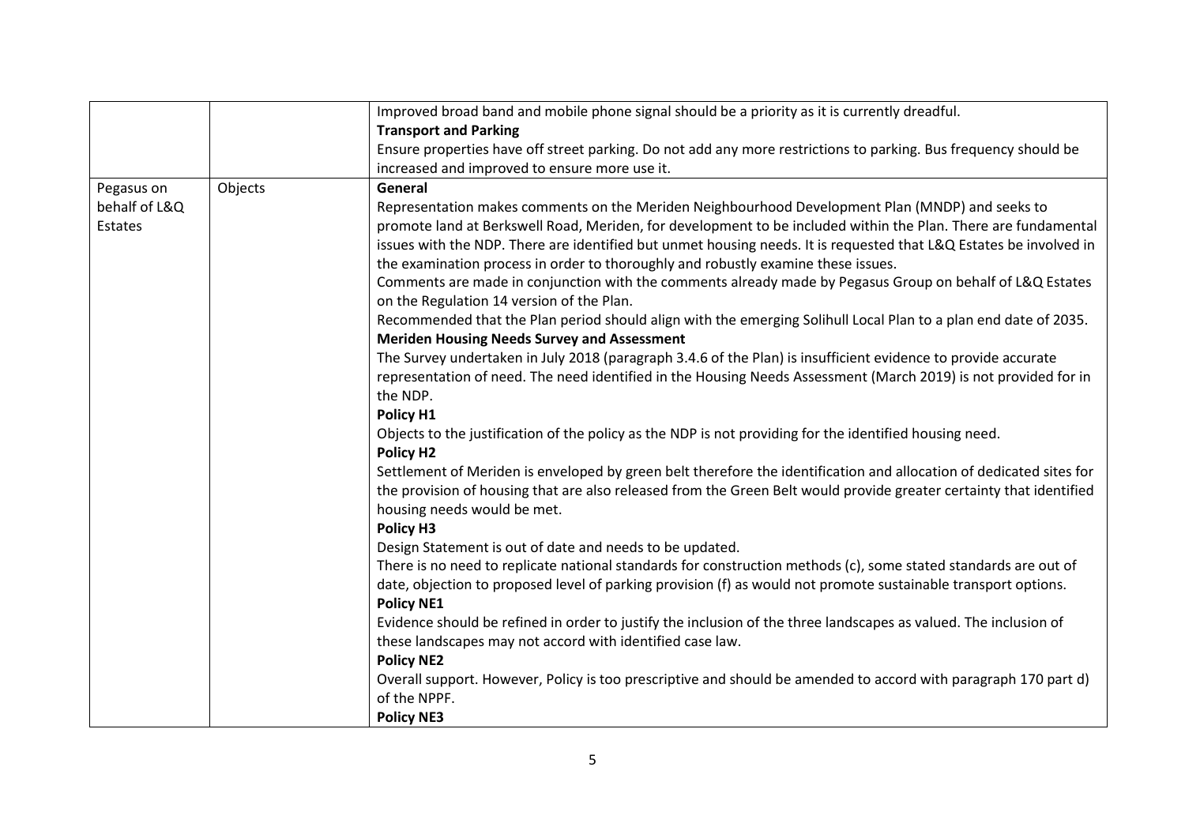| | | |
|---|---|---|
| | | Improved broad band and mobile phone signal should be a priority as it is currently dreadful.<br>**Transport and Parking**<br>Ensure properties have off street parking. Do not add any more restrictions to parking. Bus frequency should be increased and improved to ensure more use it. |
| Pegasus on behalf of L&Q Estates | Objects | **General**<br>Representation makes comments on the Meriden Neighbourhood Development Plan (MNDP) and seeks to promote land at Berkswell Road, Meriden, for development to be included within the Plan. There are fundamental issues with the NDP. There are identified but unmet housing needs. It is requested that L&Q Estates be involved in the examination process in order to thoroughly and robustly examine these issues.<br>Comments are made in conjunction with the comments already made by Pegasus Group on behalf of L&Q Estates on the Regulation 14 version of the Plan.<br>Recommended that the Plan period should align with the emerging Solihull Local Plan to a plan end date of 2035.<br>**Meriden Housing Needs Survey and Assessment**<br>The Survey undertaken in July 2018 (paragraph 3.4.6 of the Plan) is insufficient evidence to provide accurate representation of need. The need identified in the Housing Needs Assessment (March 2019) is not provided for in the NDP.<br>**Policy H1**<br>Objects to the justification of the policy as the NDP is not providing for the identified housing need.<br>**Policy H2**<br>Settlement of Meriden is enveloped by green belt therefore the identification and allocation of dedicated sites for the provision of housing that are also released from the Green Belt would provide greater certainty that identified housing needs would be met.<br>**Policy H3**<br>Design Statement is out of date and needs to be updated.<br>There is no need to replicate national standards for construction methods (c), some stated standards are out of date, objection to proposed level of parking provision (f) as would not promote sustainable transport options.<br>**Policy NE1**<br>Evidence should be refined in order to justify the inclusion of the three landscapes as valued. The inclusion of these landscapes may not accord with identified case law.<br>**Policy NE2**<br>Overall support. However, Policy is too prescriptive and should be amended to accord with paragraph 170 part d) of the NPPF.<br>**Policy NE3** |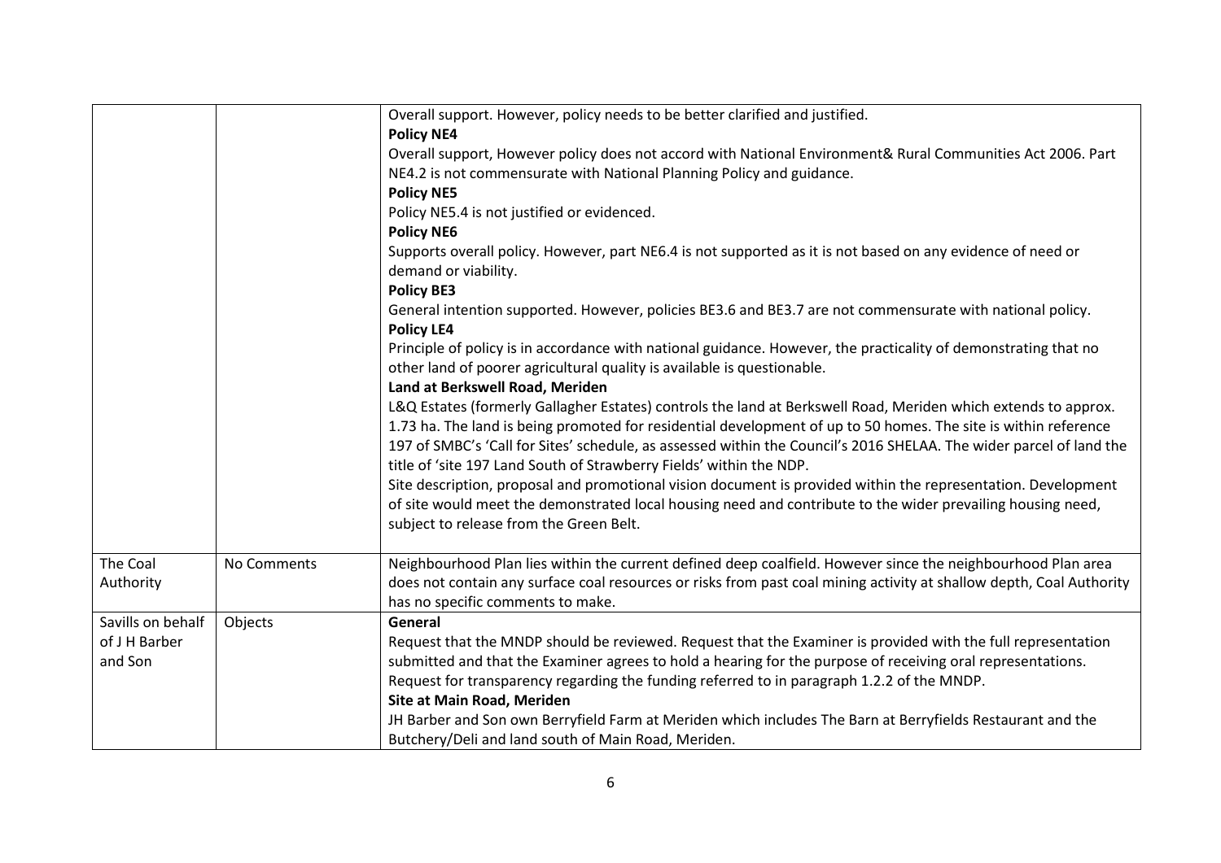| | | |
|---|---|---|
| | | Overall support. However, policy needs to be better clarified and justified.<br>**Policy NE4**<br>Overall support, However policy does not accord with National Environment& Rural Communities Act 2006. Part NE4.2 is not commensurate with National Planning Policy and guidance.<br>**Policy NE5**<br>Policy NE5.4 is not justified or evidenced.<br>**Policy NE6**<br>Supports overall policy. However, part NE6.4 is not supported as it is not based on any evidence of need or demand or viability.<br>**Policy BE3**<br>General intention supported. However, policies BE3.6 and BE3.7 are not commensurate with national policy.<br>**Policy LE4**<br>Principle of policy is in accordance with national guidance. However, the practicality of demonstrating that no other land of poorer agricultural quality is available is questionable.<br>**Land at Berkswell Road, Meriden**<br>L&Q Estates (formerly Gallagher Estates) controls the land at Berkswell Road, Meriden which extends to approx. 1.73 ha. The land is being promoted for residential development of up to 50 homes. The site is within reference 197 of SMBC's 'Call for Sites' schedule, as assessed within the Council's 2016 SHELAA. The wider parcel of land the title of 'site 197 Land South of Strawberry Fields' within the NDP.<br>Site description, proposal and promotional vision document is provided within the representation. Development of site would meet the demonstrated local housing need and contribute to the wider prevailing housing need, subject to release from the Green Belt. |
| The Coal Authority | No Comments | Neighbourhood Plan lies within the current defined deep coalfield. However since the neighbourhood Plan area does not contain any surface coal resources or risks from past coal mining activity at shallow depth, Coal Authority has no specific comments to make. |
| Savills on behalf of J H Barber and Son | Objects | **General**<br>Request that the MNDP should be reviewed. Request that the Examiner is provided with the full representation submitted and that the Examiner agrees to hold a hearing for the purpose of receiving oral representations. Request for transparency regarding the funding referred to in paragraph 1.2.2 of the MNDP.<br>**Site at Main Road, Meriden**<br>JH Barber and Son own Berryfield Farm at Meriden which includes The Barn at Berryfields Restaurant and the Butchery/Deli and land south of Main Road, Meriden. |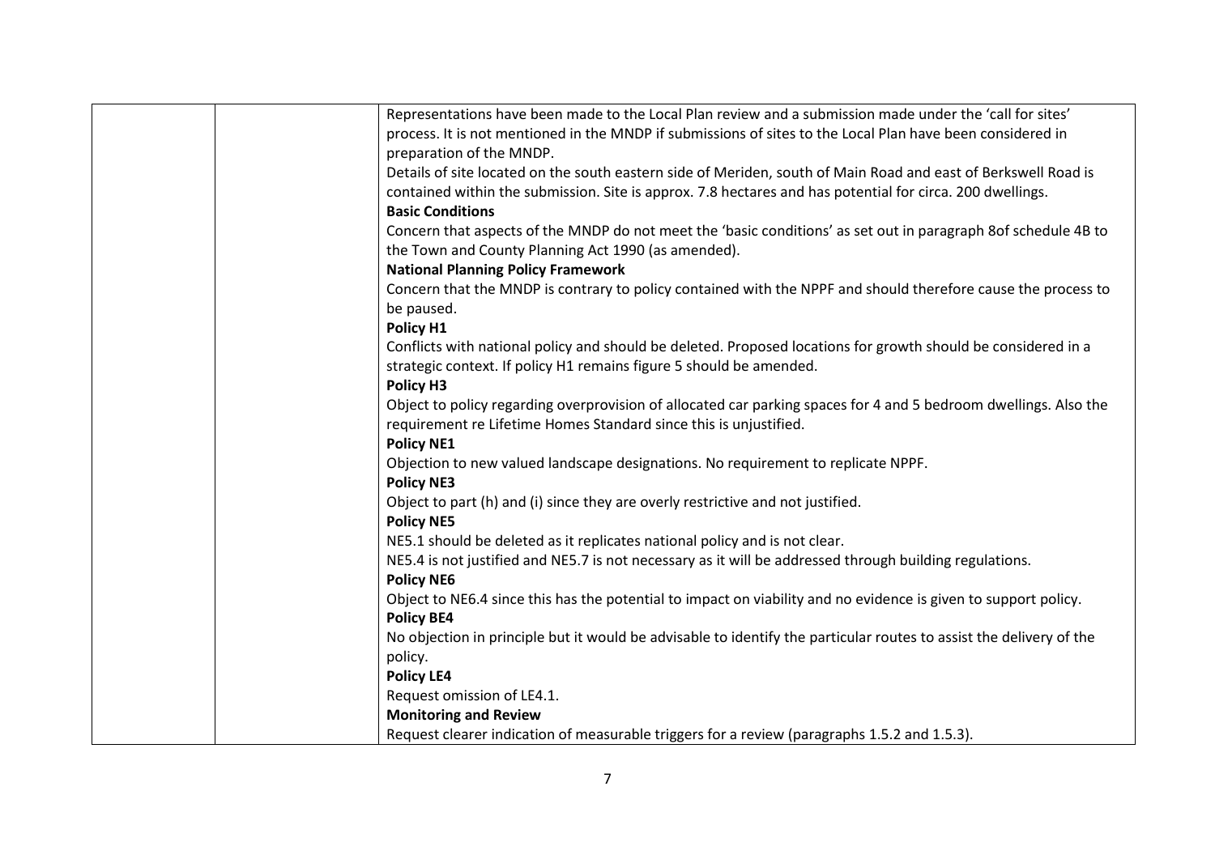| | | |
|---|---|---|
| | | Representations have been made to the Local Plan review and a submission made under the 'call for sites' process. It is not mentioned in the MNDP if submissions of sites to the Local Plan have been considered in preparation of the MNDP.<br>Details of site located on the south eastern side of Meriden, south of Main Road and east of Berkswell Road is contained within the submission. Site is approx. 7.8 hectares and has potential for circa. 200 dwellings.<br>**Basic Conditions**<br>Concern that aspects of the MNDP do not meet the 'basic conditions' as set out in paragraph 8of schedule 4B to the Town and County Planning Act 1990 (as amended).<br>**National Planning Policy Framework**<br>Concern that the MNDP is contrary to policy contained with the NPPF and should therefore cause the process to be paused.<br>**Policy H1**<br>Conflicts with national policy and should be deleted. Proposed locations for growth should be considered in a strategic context. If policy H1 remains figure 5 should be amended.<br>**Policy H3**<br>Object to policy regarding overprovision of allocated car parking spaces for 4 and 5 bedroom dwellings. Also the requirement re Lifetime Homes Standard since this is unjustified.<br>**Policy NE1**<br>Objection to new valued landscape designations. No requirement to replicate NPPF.<br>**Policy NE3**<br>Object to part (h) and (i) since they are overly restrictive and not justified.<br>**Policy NE5**<br>NE5.1 should be deleted as it replicates national policy and is not clear.<br>NE5.4 is not justified and NE5.7 is not necessary as it will be addressed through building regulations.<br>**Policy NE6**<br>Object to NE6.4 since this has the potential to impact on viability and no evidence is given to support policy.<br>**Policy BE4**<br>No objection in principle but it would be advisable to identify the particular routes to assist the delivery of the policy.<br>**Policy LE4**<br>Request omission of LE4.1.<br>**Monitoring and Review**<br>Request clearer indication of measurable triggers for a review (paragraphs 1.5.2 and 1.5.3). |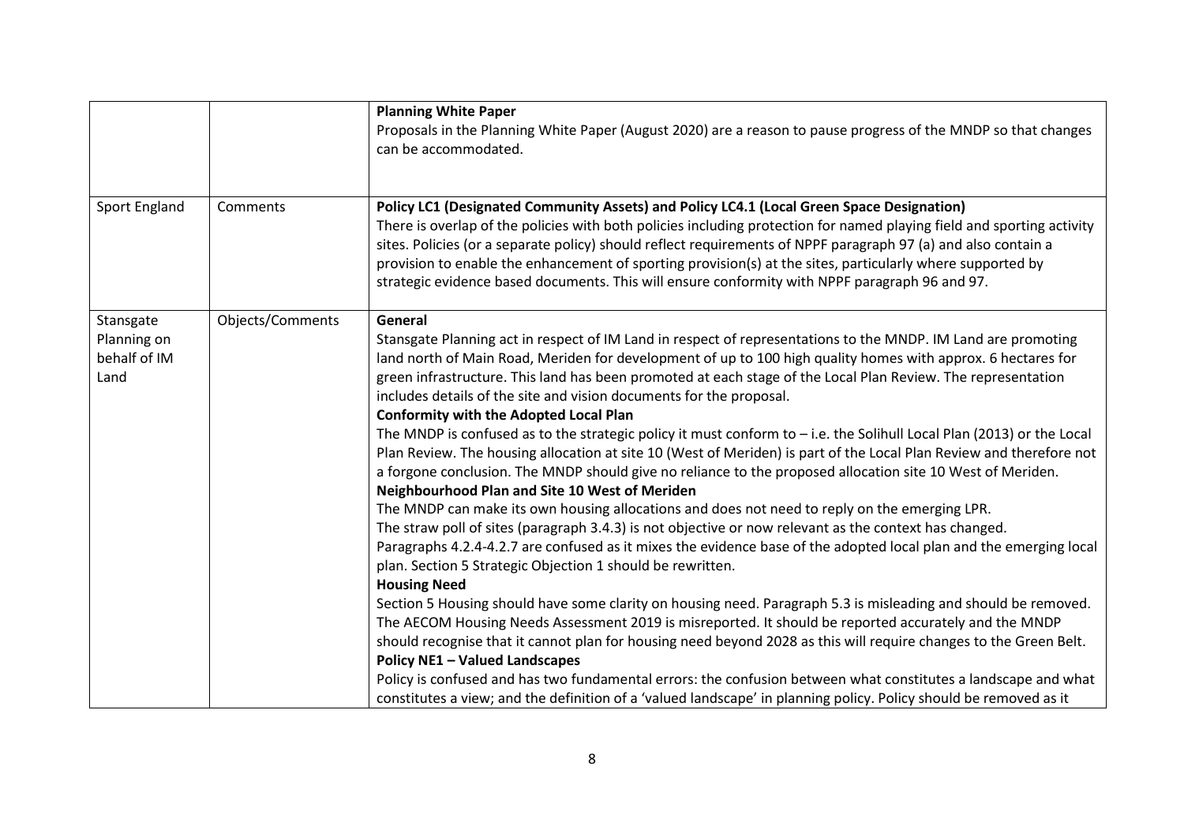| | | |
|---|---|---|
| | | **Planning White Paper**<br>Proposals in the Planning White Paper (August 2020) are a reason to pause progress of the MNDP so that changes can be accommodated. |
| Sport England | Comments | **Policy LC1 (Designated Community Assets) and Policy LC4.1 (Local Green Space Designation)**<br>There is overlap of the policies with both policies including protection for named playing field and sporting activity sites. Policies (or a separate policy) should reflect requirements of NPPF paragraph 97 (a) and also contain a provision to enable the enhancement of sporting provision(s) at the sites, particularly where supported by strategic evidence based documents. This will ensure conformity with NPPF paragraph 96 and 97. |
| Stansgate Planning on behalf of IM Land | Objects/Comments | **General**<br>Stansgate Planning act in respect of IM Land in respect of representations to the MNDP. IM Land are promoting land north of Main Road, Meriden for development of up to 100 high quality homes with approx. 6 hectares for green infrastructure. This land has been promoted at each stage of the Local Plan Review. The representation includes details of the site and vision documents for the proposal.<br>**Conformity with the Adopted Local Plan**<br>The MNDP is confused as to the strategic policy it must conform to – i.e. the Solihull Local Plan (2013) or the Local Plan Review. The housing allocation at site 10 (West of Meriden) is part of the Local Plan Review and therefore not a forgone conclusion. The MNDP should give no reliance to the proposed allocation site 10 West of Meriden.<br>**Neighbourhood Plan and Site 10 West of Meriden**<br>The MNDP can make its own housing allocations and does not need to reply on the emerging LPR.<br>The straw poll of sites (paragraph 3.4.3) is not objective or now relevant as the context has changed.<br>Paragraphs 4.2.4-4.2.7 are confused as it mixes the evidence base of the adopted local plan and the emerging local plan. Section 5 Strategic Objection 1 should be rewritten.<br>**Housing Need**<br>Section 5 Housing should have some clarity on housing need. Paragraph 5.3 is misleading and should be removed. The AECOM Housing Needs Assessment 2019 is misreported. It should be reported accurately and the MNDP should recognise that it cannot plan for housing need beyond 2028 as this will require changes to the Green Belt.<br>**Policy NE1 – Valued Landscapes**<br>Policy is confused and has two fundamental errors: the confusion between what constitutes a landscape and what constitutes a view; and the definition of a 'valued landscape' in planning policy. Policy should be removed as it |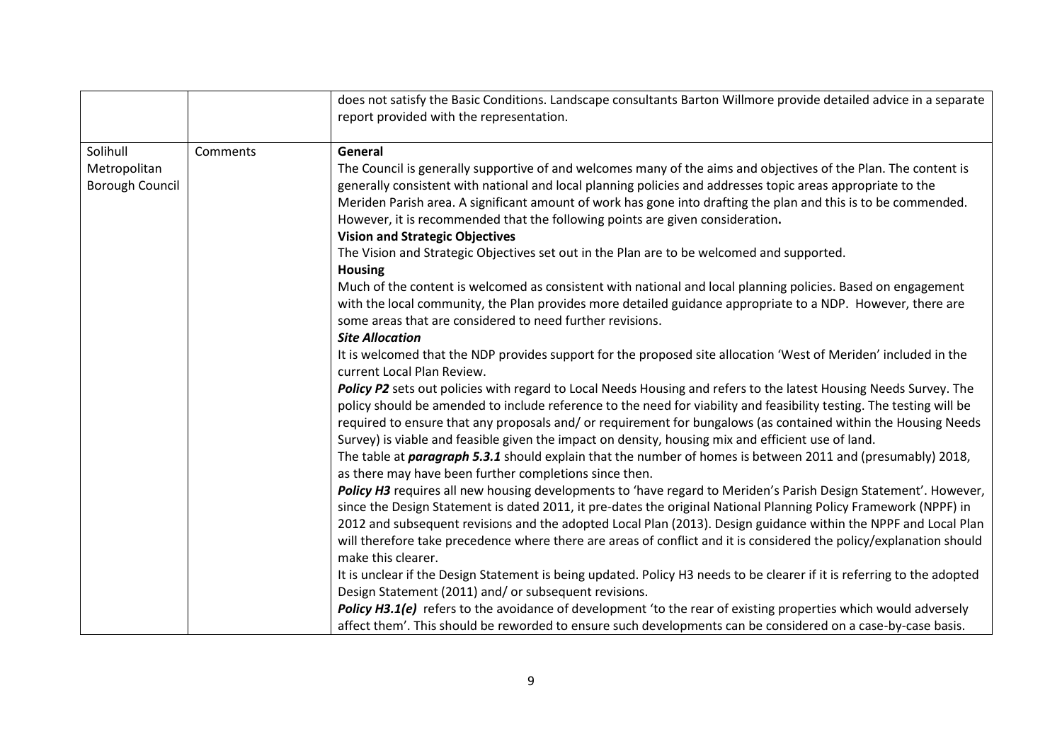|  |  |  |
|---|---|---|
|  |  | does not satisfy the Basic Conditions. Landscape consultants Barton Willmore provide detailed advice in a separate report provided with the representation. |
| Solihull Metropolitan Borough Council | Comments | **General**<br>The Council is generally supportive of and welcomes many of the aims and objectives of the Plan. The content is generally consistent with national and local planning policies and addresses topic areas appropriate to the Meriden Parish area. A significant amount of work has gone into drafting the plan and this is to be commended. However, it is recommended that the following points are given consideration**.**<br>**Vision and Strategic Objectives**<br>The Vision and Strategic Objectives set out in the Plan are to be welcomed and supported.<br>**Housing**<br>Much of the content is welcomed as consistent with national and local planning policies. Based on engagement with the local community, the Plan provides more detailed guidance appropriate to a NDP. However, there are some areas that are considered to need further revisions.<br>***Site Allocation***<br>It is welcomed that the NDP provides support for the proposed site allocation 'West of Meriden' included in the current Local Plan Review.<br>***Policy P2*** sets out policies with regard to Local Needs Housing and refers to the latest Housing Needs Survey. The policy should be amended to include reference to the need for viability and feasibility testing. The testing will be required to ensure that any proposals and/ or requirement for bungalows (as contained within the Housing Needs Survey) is viable and feasible given the impact on density, housing mix and efficient use of land.<br>The table at ***paragraph 5.3.1*** should explain that the number of homes is between 2011 and (presumably) 2018, as there may have been further completions since then.<br>***Policy H3*** requires all new housing developments to 'have regard to Meriden's Parish Design Statement'. However, since the Design Statement is dated 2011, it pre-dates the original National Planning Policy Framework (NPPF) in 2012 and subsequent revisions and the adopted Local Plan (2013). Design guidance within the NPPF and Local Plan will therefore take precedence where there are areas of conflict and it is considered the policy/explanation should make this clearer.<br>It is unclear if the Design Statement is being updated. Policy H3 needs to be clearer if it is referring to the adopted Design Statement (2011) and/ or subsequent revisions.<br>***Policy H3.1(e)*** refers to the avoidance of development 'to the rear of existing properties which would adversely affect them'. This should be reworded to ensure such developments can be considered on a case-by-case basis. |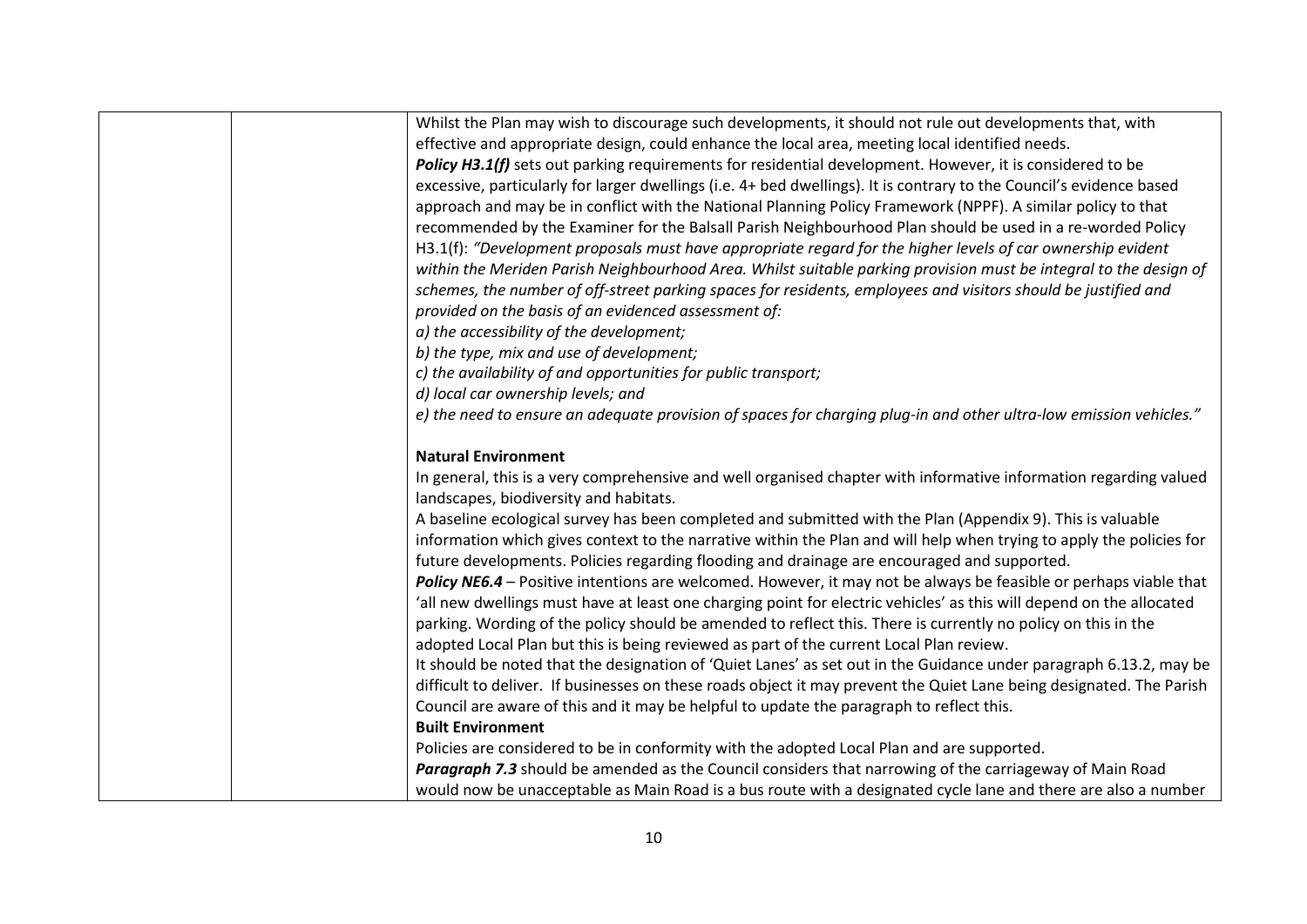| | | Whilst the Plan may wish to discourage such developments, it should not rule out developments that, with effective and appropriate design, could enhance the local area, meeting local identified needs.<br>***Policy H3.1(f)*** sets out parking requirements for residential development. However, it is considered to be excessive, particularly for larger dwellings (i.e. 4+ bed dwellings). It is contrary to the Council's evidence based approach and may be in conflict with the National Planning Policy Framework (NPPF). A similar policy to that recommended by the Examiner for the Balsall Parish Neighbourhood Plan should be used in a re-worded Policy H3.1(f): *"Development proposals must have appropriate regard for the higher levels of car ownership evident within the Meriden Parish Neighbourhood Area. Whilst suitable parking provision must be integral to the design of schemes, the number of off-street parking spaces for residents, employees and visitors should be justified and provided on the basis of an evidenced assessment of:*<br>*a) the accessibility of the development;*<br>*b) the type, mix and use of development;*<br>*c) the availability of and opportunities for public transport;*<br>*d) local car ownership levels; and*<br>*e) the need to ensure an adequate provision of spaces for charging plug-in and other ultra-low emission vehicles."*<br><br>**Natural Environment**<br>In general, this is a very comprehensive and well organised chapter with informative information regarding valued landscapes, biodiversity and habitats.<br>A baseline ecological survey has been completed and submitted with the Plan (Appendix 9). This is valuable information which gives context to the narrative within the Plan and will help when trying to apply the policies for future developments. Policies regarding flooding and drainage are encouraged and supported.<br>***Policy NE6.4*** – Positive intentions are welcomed. However, it may not be always be feasible or perhaps viable that 'all new dwellings must have at least one charging point for electric vehicles' as this will depend on the allocated parking. Wording of the policy should be amended to reflect this. There is currently no policy on this in the adopted Local Plan but this is being reviewed as part of the current Local Plan review.<br>It should be noted that the designation of 'Quiet Lanes' as set out in the Guidance under paragraph 6.13.2, may be difficult to deliver. If businesses on these roads object it may prevent the Quiet Lane being designated. The Parish Council are aware of this and it may be helpful to update the paragraph to reflect this.<br>**Built Environment**<br>Policies are considered to be in conformity with the adopted Local Plan and are supported.<br>***Paragraph 7.3*** should be amended as the Council considers that narrowing of the carriageway of Main Road would now be unacceptable as Main Road is a bus route with a designated cycle lane and there are also a number |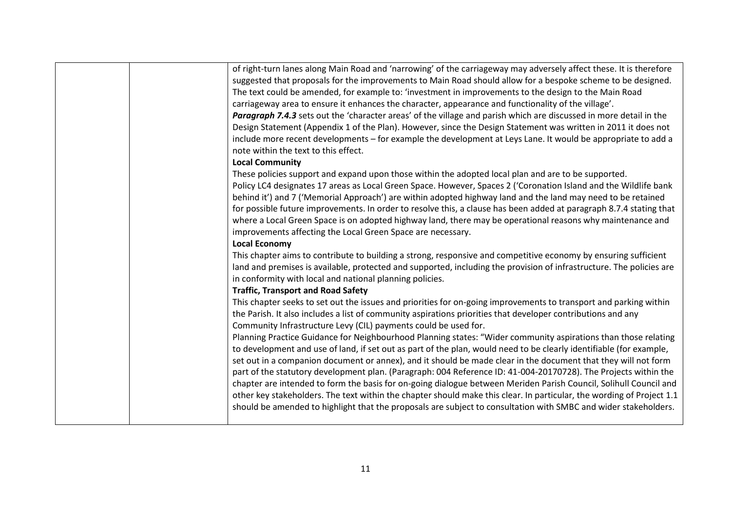| | | |
|---|---|---|
| | | of right-turn lanes along Main Road and 'narrowing' of the carriageway may adversely affect these. It is therefore suggested that proposals for the improvements to Main Road should allow for a bespoke scheme to be designed. The text could be amended, for example to: 'investment in improvements to the design to the Main Road carriageway area to ensure it enhances the character, appearance and functionality of the village'.<br>***Paragraph 7.4.3*** sets out the 'character areas' of the village and parish which are discussed in more detail in the Design Statement (Appendix 1 of the Plan). However, since the Design Statement was written in 2011 it does not include more recent developments – for example the development at Leys Lane. It would be appropriate to add a note within the text to this effect.<br>**Local Community**<br>These policies support and expand upon those within the adopted local plan and are to be supported.<br>Policy LC4 designates 17 areas as Local Green Space. However, Spaces 2 ('Coronation Island and the Wildlife bank behind it') and 7 ('Memorial Approach') are within adopted highway land and the land may need to be retained for possible future improvements. In order to resolve this, a clause has been added at paragraph 8.7.4 stating that where a Local Green Space is on adopted highway land, there may be operational reasons why maintenance and improvements affecting the Local Green Space are necessary.<br>**Local Economy**<br>This chapter aims to contribute to building a strong, responsive and competitive economy by ensuring sufficient land and premises is available, protected and supported, including the provision of infrastructure. The policies are in conformity with local and national planning policies.<br>**Traffic, Transport and Road Safety**<br>This chapter seeks to set out the issues and priorities for on-going improvements to transport and parking within the Parish. It also includes a list of community aspirations priorities that developer contributions and any Community Infrastructure Levy (CIL) payments could be used for.<br>Planning Practice Guidance for Neighbourhood Planning states: "Wider community aspirations than those relating to development and use of land, if set out as part of the plan, would need to be clearly identifiable (for example, set out in a companion document or annex), and it should be made clear in the document that they will not form part of the statutory development plan. (Paragraph: 004 Reference ID: 41-004-20170728). The Projects within the chapter are intended to form the basis for on-going dialogue between Meriden Parish Council, Solihull Council and other key stakeholders. The text within the chapter should make this clear. In particular, the wording of Project 1.1 should be amended to highlight that the proposals are subject to consultation with SMBC and wider stakeholders. |